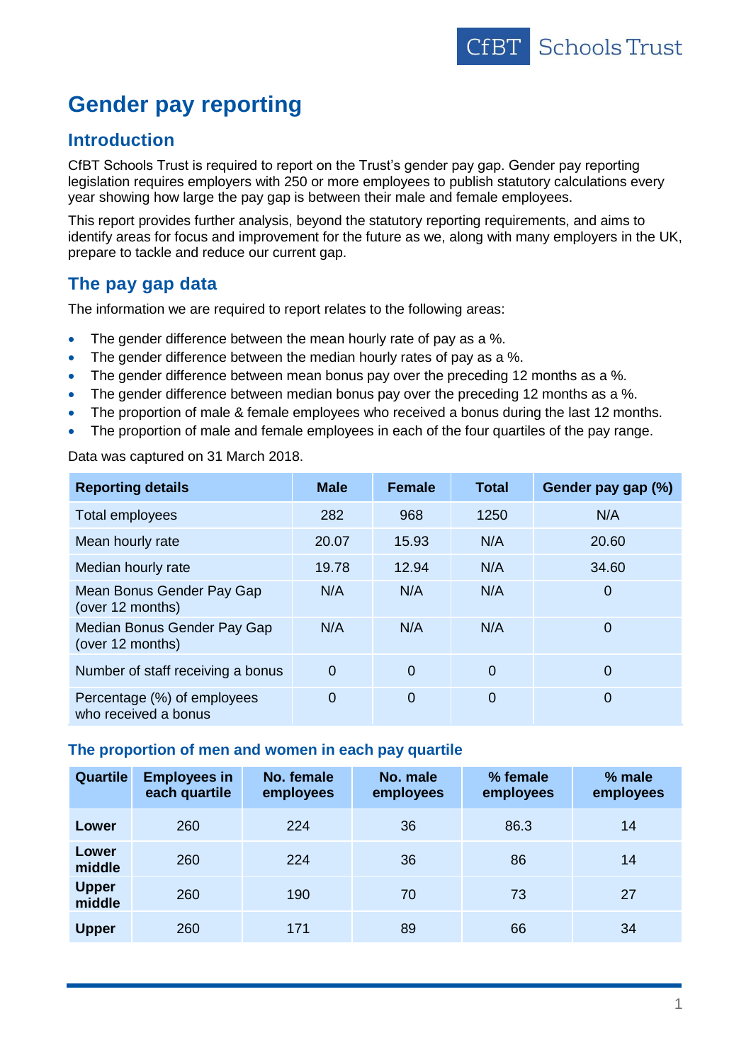# Gender pay reporting

## Introduction

CfBT Schools Trust is required to report on the Trust's gender pay gap. Gender pay reporting legislation requires employers with 250 or more employees to publish statutory calculations every year showing how large the pay gap is between their male and female employees.

This report provides further analysis, beyond the statutory reporting requirements, and aims to identify areas for focus and improvement for the future as we, along with many employers in the UK, prepare to tackle and reduce our current gap.

## The pay gap data

The information we are required to report relates to the following areas:

- The gender difference between the mean hourly rate of pay as a %.
- The gender difference between the median hourly rates of pay as a %.
- The gender difference between mean bonus pay over the preceding 12 months as a %.
- The gender difference between median bonus pay over the preceding 12 months as a %.
- The proportion of male & female employees who received a bonus during the last 12 months.
- The proportion of male and female employees in each of the four quartiles of the pay range.

Data was captured on 31 March 2018.

| Reporting details | Male | Female | Total | Gender pay gap (%) |
|---|---|---|---|---|
| Total employees | 282 | 968 | 1250 | N/A |
| Mean hourly rate | 20.07 | 15.93 | N/A | 20.60 |
| Median hourly rate | 19.78 | 12.94 | N/A | 34.60 |
| Mean Bonus Gender Pay Gap (over 12 months) | N/A | N/A | N/A | 0 |
| Median Bonus Gender Pay Gap (over 12 months) | N/A | N/A | N/A | 0 |
| Number of staff receiving a bonus | 0 | 0 | 0 | 0 |
| Percentage (%) of employees who received a bonus | 0 | 0 | 0 | 0 |

### The proportion of men and women in each pay quartile

| Quartile | Employees in each quartile | No. female employees | No. male employees | % female employees | % male employees |
|---|---|---|---|---|---|
| **Lower** | 260 | 224 | 36 | 86.3 | 14 |
| **Lower middle** | 260 | 224 | 36 | 86 | 14 |
| **Upper middle** | 260 | 190 | 70 | 73 | 27 |
| **Upper** | 260 | 171 | 89 | 66 | 34 |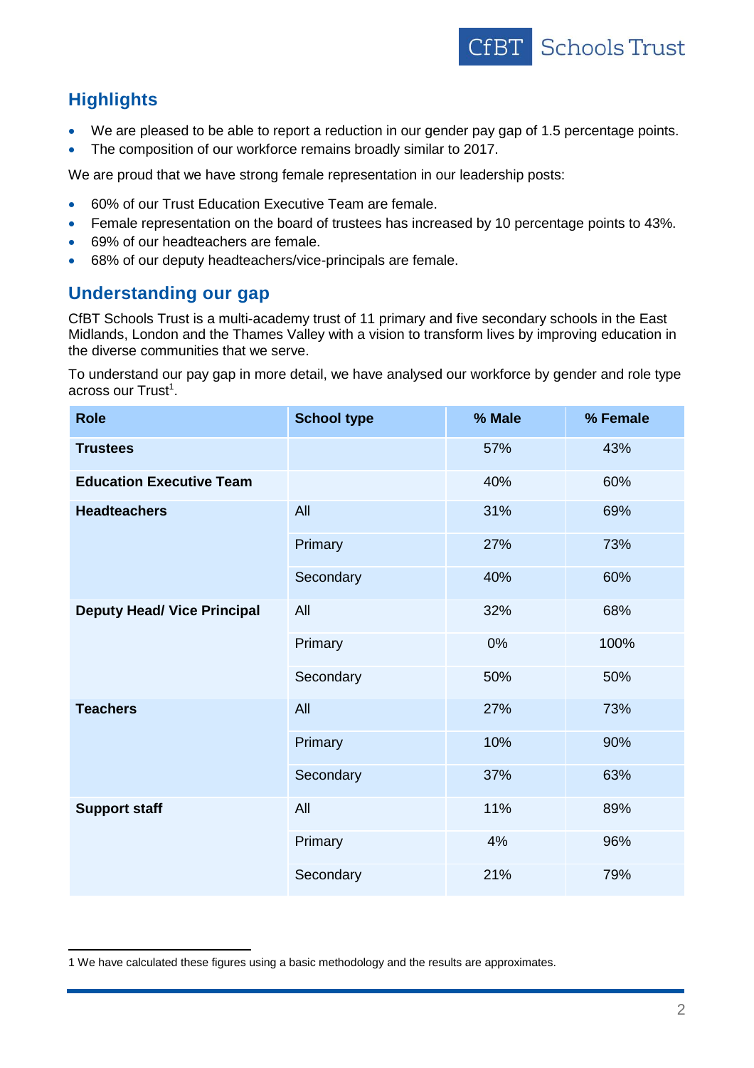## Highlights

- We are pleased to be able to report a reduction in our gender pay gap of 1.5 percentage points.
- The composition of our workforce remains broadly similar to 2017.

We are proud that we have strong female representation in our leadership posts:

- 60% of our Trust Education Executive Team are female.
- Female representation on the board of trustees has increased by 10 percentage points to 43%.
- 69% of our headteachers are female.
- 68% of our deputy headteachers/vice-principals are female.

## Understanding our gap

CfBT Schools Trust is a multi-academy trust of 11 primary and five secondary schools in the East Midlands, London and the Thames Valley with a vision to transform lives by improving education in the diverse communities that we serve.

To understand our pay gap in more detail, we have analysed our workforce by gender and role type across our Trust[1].

| Role | School type | % Male | % Female |
|---|---|---|---|
| **Trustees** | | 57% | 43% |
| **Education Executive Team** | | 40% | 60% |
| **Headteachers** | All | 31% | 69% |
| | Primary | 27% | 73% |
| | Secondary | 40% | 60% |
| **Deputy Head/ Vice Principal** | All | 32% | 68% |
| | Primary | 0% | 100% |
| | Secondary | 50% | 50% |
| **Teachers** | All | 27% | 73% |
| | Primary | 10% | 90% |
| | Secondary | 37% | 63% |
| **Support staff** | All | 11% | 89% |
| | Primary | 4% | 96% |
| | Secondary | 21% | 79% |

1 We have calculated these figures using a basic methodology and the results are approximates.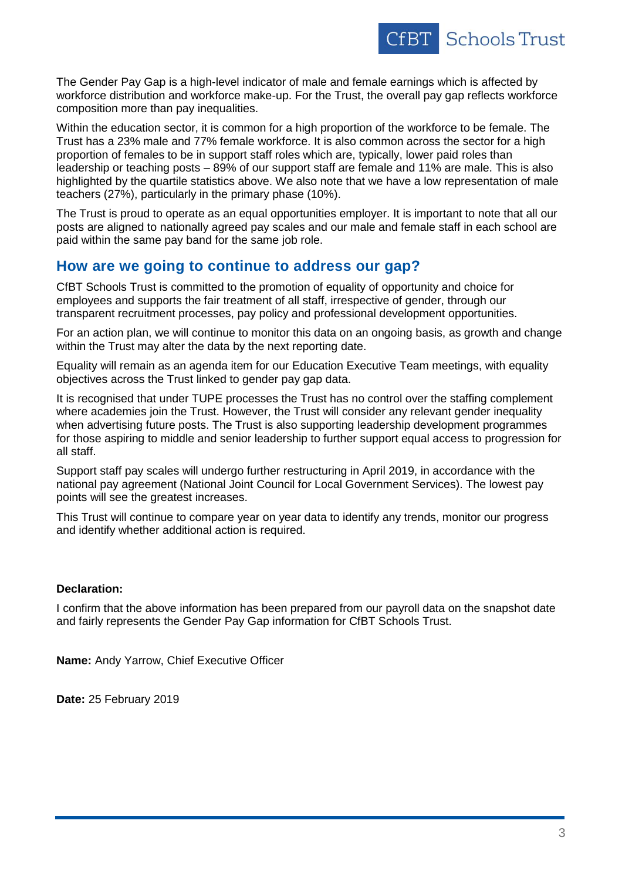The Gender Pay Gap is a high-level indicator of male and female earnings which is affected by workforce distribution and workforce make-up. For the Trust, the overall pay gap reflects workforce composition more than pay inequalities.

Within the education sector, it is common for a high proportion of the workforce to be female. The Trust has a 23% male and 77% female workforce. It is also common across the sector for a high proportion of females to be in support staff roles which are, typically, lower paid roles than leadership or teaching posts – 89% of our support staff are female and 11% are male. This is also highlighted by the quartile statistics above. We also note that we have a low representation of male teachers (27%), particularly in the primary phase (10%).

The Trust is proud to operate as an equal opportunities employer. It is important to note that all our posts are aligned to nationally agreed pay scales and our male and female staff in each school are paid within the same pay band for the same job role.

## How are we going to continue to address our gap?

CfBT Schools Trust is committed to the promotion of equality of opportunity and choice for employees and supports the fair treatment of all staff, irrespective of gender, through our transparent recruitment processes, pay policy and professional development opportunities.

For an action plan, we will continue to monitor this data on an ongoing basis, as growth and change within the Trust may alter the data by the next reporting date.

Equality will remain as an agenda item for our Education Executive Team meetings, with equality objectives across the Trust linked to gender pay gap data.

It is recognised that under TUPE processes the Trust has no control over the staffing complement where academies join the Trust. However, the Trust will consider any relevant gender inequality when advertising future posts. The Trust is also supporting leadership development programmes for those aspiring to middle and senior leadership to further support equal access to progression for all staff.

Support staff pay scales will undergo further restructuring in April 2019, in accordance with the national pay agreement (National Joint Council for Local Government Services). The lowest pay points will see the greatest increases.

This Trust will continue to compare year on year data to identify any trends, monitor our progress and identify whether additional action is required.

**Declaration:**

I confirm that the above information has been prepared from our payroll data on the snapshot date and fairly represents the Gender Pay Gap information for CfBT Schools Trust.

**Name:** Andy Yarrow, Chief Executive Officer

**Date:** 25 February 2019